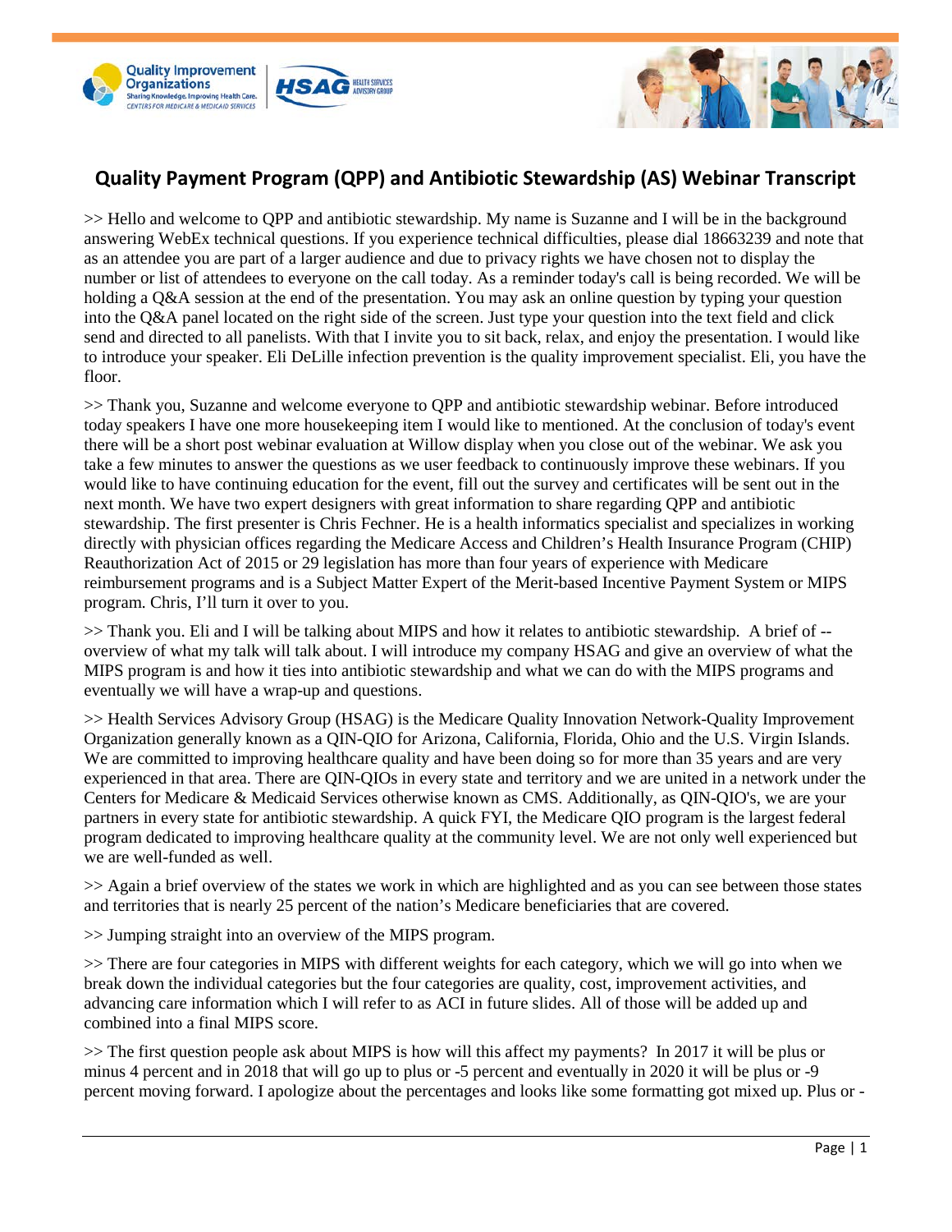# Quality Payment Program (QPP) and Antibiotic Stewardship (AS) Webinar Transcript

>> Hello and welcome to QPP and antibiotic stewardship. My name is Suzanne and I will be in the background answering WebEx technical questions. If you experience technical difficulties, please dial 18663239 and note that as an attendee you are part of a larger audience and due to privacy rights we have chosen not to display the number or list of attendees to everyone on the call today. As a reminder today's call is being recorded. We will be holding a Q&A session at the end of the presentation. You may ask an online question by typing your question into the Q&A panel located on the right side of the screen. Just type your question into the text field and click send and directed to all panelists. With that I invite you to sit back, relax, and enjoy the presentation. I would like to introduce your speaker. Eli DeLille infection prevention is the quality improvement specialist. Eli, you have the floor.

>> Thank you, Suzanne and welcome everyone to QPP and antibiotic stewardship webinar. Before introduced today speakers I have one more housekeeping item I would like to mentioned. At the conclusion of today's event there will be a short post webinar evaluation at Willow display when you close out of the webinar. We ask you take a few minutes to answer the questions as we user feedback to continuously improve these webinars. If you would like to have continuing education for the event, fill out the survey and certificates will be sent out in the next month. We have two expert designers with great information to share regarding QPP and antibiotic stewardship. The first presenter is Chris Fechner. He is a health informatics specialist and specializes in working directly with physician offices regarding the Medicare Access and Children's Health Insurance Program (CHIP) Reauthorization Act of 2015 or 29 legislation has more than four years of experience with Medicare reimbursement programs and is a Subject Matter Expert of the Merit-based Incentive Payment System or MIPS program. Chris, I'll turn it over to you.

>> Thank you. Eli and I will be talking about MIPS and how it relates to antibiotic stewardship. A brief of -- overview of what my talk will talk about. I will introduce my company HSAG and give an overview of what the MIPS program is and how it ties into antibiotic stewardship and what we can do with the MIPS programs and eventually we will have a wrap-up and questions.

>> Health Services Advisory Group (HSAG) is the Medicare Quality Innovation Network-Quality Improvement Organization generally known as a QIN-QIO for Arizona, California, Florida, Ohio and the U.S. Virgin Islands. We are committed to improving healthcare quality and have been doing so for more than 35 years and are very experienced in that area. There are QIN-QIOs in every state and territory and we are united in a network under the Centers for Medicare & Medicaid Services otherwise known as CMS. Additionally, as QIN-QIO's, we are your partners in every state for antibiotic stewardship. A quick FYI, the Medicare QIO program is the largest federal program dedicated to improving healthcare quality at the community level. We are not only well experienced but we are well-funded as well.

>> Again a brief overview of the states we work in which are highlighted and as you can see between those states and territories that is nearly 25 percent of the nation's Medicare beneficiaries that are covered.

>> Jumping straight into an overview of the MIPS program.

>> There are four categories in MIPS with different weights for each category, which we will go into when we break down the individual categories but the four categories are quality, cost, improvement activities, and advancing care information which I will refer to as ACI in future slides. All of those will be added up and combined into a final MIPS score.

>> The first question people ask about MIPS is how will this affect my payments? In 2017 it will be plus or minus 4 percent and in 2018 that will go up to plus or -5 percent and eventually in 2020 it will be plus or -9 percent moving forward. I apologize about the percentages and looks like some formatting got mixed up. Plus or -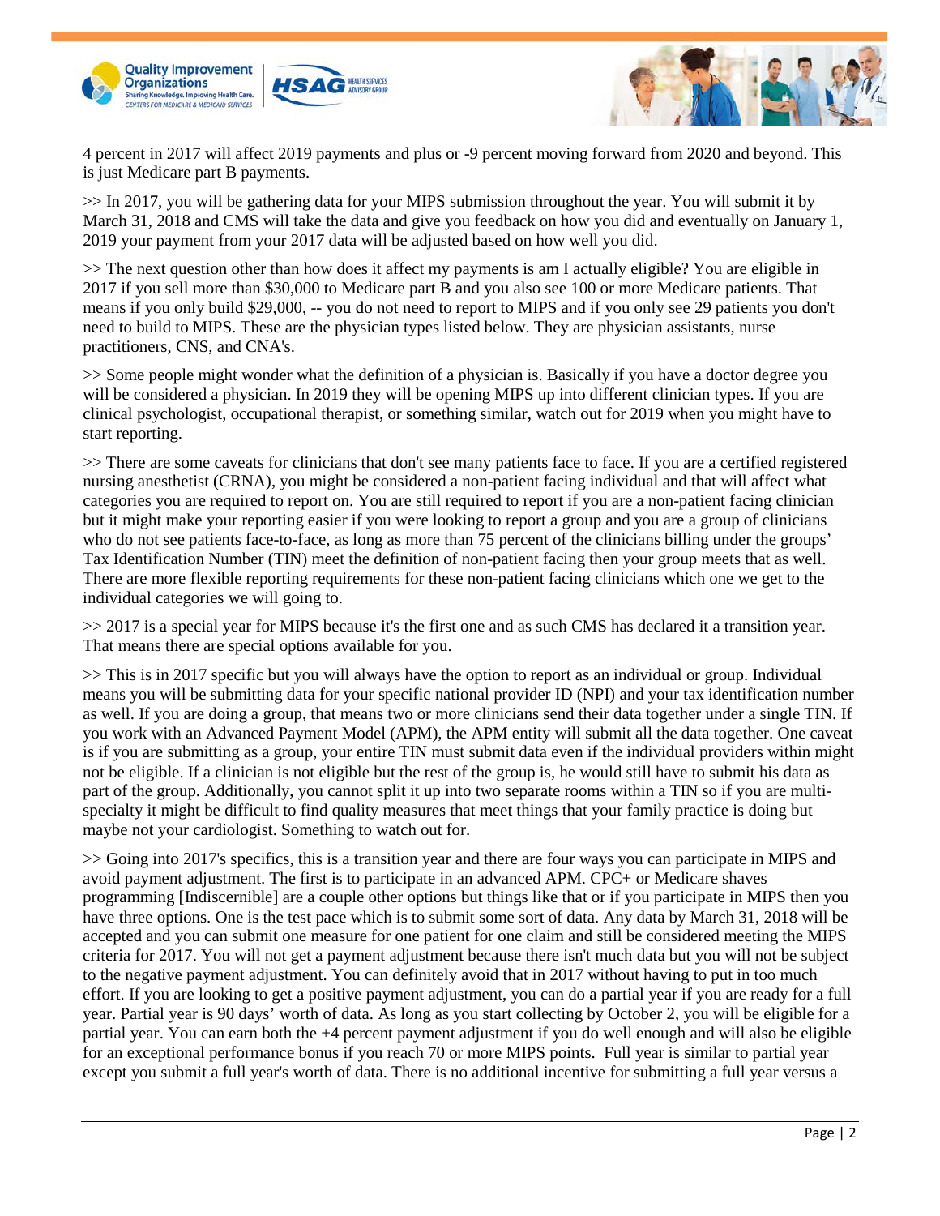4 percent in 2017 will affect 2019 payments and plus or -9 percent moving forward from 2020 and beyond. This is just Medicare part B payments.

>> In 2017, you will be gathering data for your MIPS submission throughout the year. You will submit it by March 31, 2018 and CMS will take the data and give you feedback on how you did and eventually on January 1, 2019 your payment from your 2017 data will be adjusted based on how well you did.

>> The next question other than how does it affect my payments is am I actually eligible? You are eligible in 2017 if you sell more than $30,000 to Medicare part B and you also see 100 or more Medicare patients. That means if you only build $29,000, -- you do not need to report to MIPS and if you only see 29 patients you don't need to build to MIPS. These are the physician types listed below. They are physician assistants, nurse practitioners, CNS, and CNA's.

>> Some people might wonder what the definition of a physician is. Basically if you have a doctor degree you will be considered a physician. In 2019 they will be opening MIPS up into different clinician types. If you are clinical psychologist, occupational therapist, or something similar, watch out for 2019 when you might have to start reporting.

>> There are some caveats for clinicians that don't see many patients face to face. If you are a certified registered nursing anesthetist (CRNA), you might be considered a non-patient facing individual and that will affect what categories you are required to report on. You are still required to report if you are a non-patient facing clinician but it might make your reporting easier if you were looking to report a group and you are a group of clinicians who do not see patients face-to-face, as long as more than 75 percent of the clinicians billing under the groups' Tax Identification Number (TIN) meet the definition of non-patient facing then your group meets that as well. There are more flexible reporting requirements for these non-patient facing clinicians which one we get to the individual categories we will going to.

>> 2017 is a special year for MIPS because it's the first one and as such CMS has declared it a transition year. That means there are special options available for you.

>> This is in 2017 specific but you will always have the option to report as an individual or group. Individual means you will be submitting data for your specific national provider ID (NPI) and your tax identification number as well. If you are doing a group, that means two or more clinicians send their data together under a single TIN. If you work with an Advanced Payment Model (APM), the APM entity will submit all the data together. One caveat is if you are submitting as a group, your entire TIN must submit data even if the individual providers within might not be eligible. If a clinician is not eligible but the rest of the group is, he would still have to submit his data as part of the group. Additionally, you cannot split it up into two separate rooms within a TIN so if you are multi-specialty it might be difficult to find quality measures that meet things that your family practice is doing but maybe not your cardiologist. Something to watch out for.

>> Going into 2017's specifics, this is a transition year and there are four ways you can participate in MIPS and avoid payment adjustment. The first is to participate in an advanced APM. CPC+ or Medicare shaves programming [Indiscernible] are a couple other options but things like that or if you participate in MIPS then you have three options. One is the test pace which is to submit some sort of data. Any data by March 31, 2018 will be accepted and you can submit one measure for one patient for one claim and still be considered meeting the MIPS criteria for 2017. You will not get a payment adjustment because there isn't much data but you will not be subject to the negative payment adjustment. You can definitely avoid that in 2017 without having to put in too much effort. If you are looking to get a positive payment adjustment, you can do a partial year if you are ready for a full year. Partial year is 90 days' worth of data. As long as you start collecting by October 2, you will be eligible for a partial year. You can earn both the +4 percent payment adjustment if you do well enough and will also be eligible for an exceptional performance bonus if you reach 70 or more MIPS points. Full year is similar to partial year except you submit a full year's worth of data. There is no additional incentive for submitting a full year versus a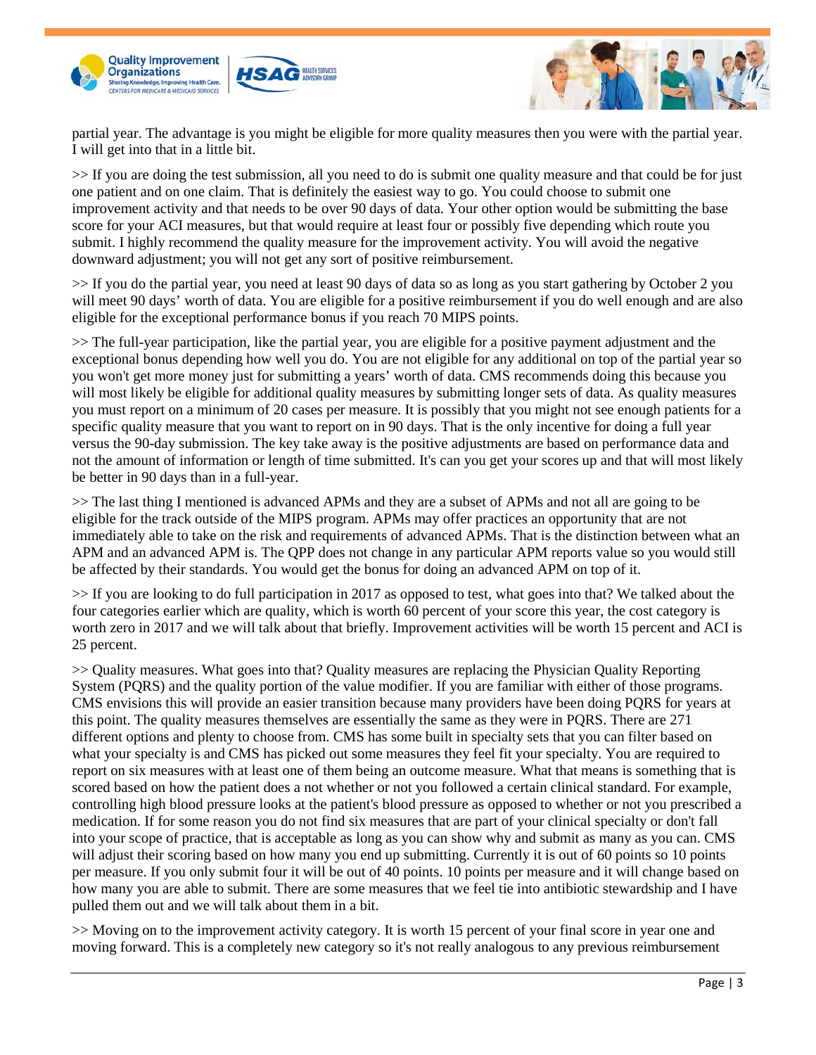partial year. The advantage is you might be eligible for more quality measures then you were with the partial year. I will get into that in a little bit.

>> If you are doing the test submission, all you need to do is submit one quality measure and that could be for just one patient and on one claim. That is definitely the easiest way to go. You could choose to submit one improvement activity and that needs to be over 90 days of data. Your other option would be submitting the base score for your ACI measures, but that would require at least four or possibly five depending which route you submit. I highly recommend the quality measure for the improvement activity. You will avoid the negative downward adjustment; you will not get any sort of positive reimbursement.

>> If you do the partial year, you need at least 90 days of data so as long as you start gathering by October 2 you will meet 90 days' worth of data. You are eligible for a positive reimbursement if you do well enough and are also eligible for the exceptional performance bonus if you reach 70 MIPS points.

>> The full-year participation, like the partial year, you are eligible for a positive payment adjustment and the exceptional bonus depending how well you do. You are not eligible for any additional on top of the partial year so you won't get more money just for submitting a years' worth of data. CMS recommends doing this because you will most likely be eligible for additional quality measures by submitting longer sets of data. As quality measures you must report on a minimum of 20 cases per measure. It is possibly that you might not see enough patients for a specific quality measure that you want to report on in 90 days. That is the only incentive for doing a full year versus the 90-day submission. The key take away is the positive adjustments are based on performance data and not the amount of information or length of time submitted. It's can you get your scores up and that will most likely be better in 90 days than in a full-year.

>> The last thing I mentioned is advanced APMs and they are a subset of APMs and not all are going to be eligible for the track outside of the MIPS program. APMs may offer practices an opportunity that are not immediately able to take on the risk and requirements of advanced APMs. That is the distinction between what an APM and an advanced APM is. The QPP does not change in any particular APM reports value so you would still be affected by their standards. You would get the bonus for doing an advanced APM on top of it.

>> If you are looking to do full participation in 2017 as opposed to test, what goes into that? We talked about the four categories earlier which are quality, which is worth 60 percent of your score this year, the cost category is worth zero in 2017 and we will talk about that briefly. Improvement activities will be worth 15 percent and ACI is 25 percent.

>> Quality measures. What goes into that? Quality measures are replacing the Physician Quality Reporting System (PQRS) and the quality portion of the value modifier. If you are familiar with either of those programs. CMS envisions this will provide an easier transition because many providers have been doing PQRS for years at this point. The quality measures themselves are essentially the same as they were in PQRS. There are 271 different options and plenty to choose from. CMS has some built in specialty sets that you can filter based on what your specialty is and CMS has picked out some measures they feel fit your specialty. You are required to report on six measures with at least one of them being an outcome measure. What that means is something that is scored based on how the patient does a not whether or not you followed a certain clinical standard. For example, controlling high blood pressure looks at the patient's blood pressure as opposed to whether or not you prescribed a medication. If for some reason you do not find six measures that are part of your clinical specialty or don't fall into your scope of practice, that is acceptable as long as you can show why and submit as many as you can. CMS will adjust their scoring based on how many you end up submitting. Currently it is out of 60 points so 10 points per measure. If you only submit four it will be out of 40 points. 10 points per measure and it will change based on how many you are able to submit. There are some measures that we feel tie into antibiotic stewardship and I have pulled them out and we will talk about them in a bit.

>> Moving on to the improvement activity category. It is worth 15 percent of your final score in year one and moving forward. This is a completely new category so it's not really analogous to any previous reimbursement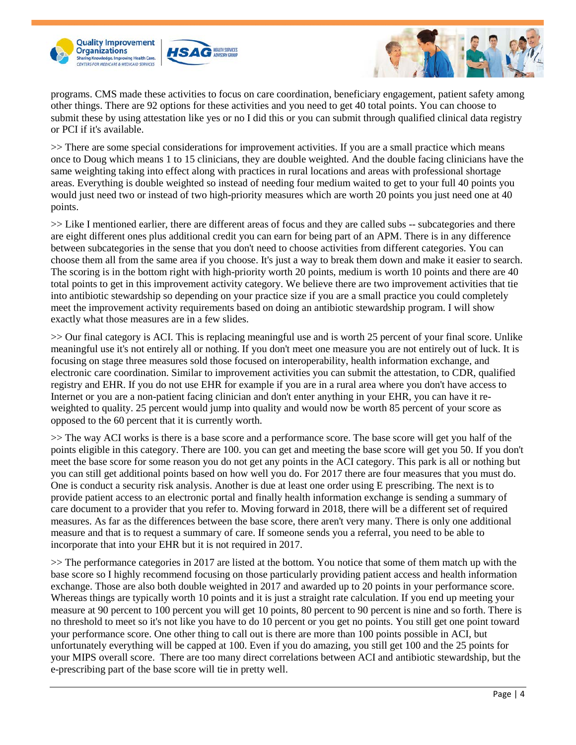programs. CMS made these activities to focus on care coordination, beneficiary engagement, patient safety among other things. There are 92 options for these activities and you need to get 40 total points. You can choose to submit these by using attestation like yes or no I did this or you can submit through qualified clinical data registry or PCI if it's available.

>> There are some special considerations for improvement activities. If you are a small practice which means once to Doug which means 1 to 15 clinicians, they are double weighted. And the double facing clinicians have the same weighting taking into effect along with practices in rural locations and areas with professional shortage areas. Everything is double weighted so instead of needing four medium waited to get to your full 40 points you would just need two or instead of two high-priority measures which are worth 20 points you just need one at 40 points.

>> Like I mentioned earlier, there are different areas of focus and they are called subs -- subcategories and there are eight different ones plus additional credit you can earn for being part of an APM. There is in any difference between subcategories in the sense that you don't need to choose activities from different categories. You can choose them all from the same area if you choose. It's just a way to break them down and make it easier to search. The scoring is in the bottom right with high-priority worth 20 points, medium is worth 10 points and there are 40 total points to get in this improvement activity category. We believe there are two improvement activities that tie into antibiotic stewardship so depending on your practice size if you are a small practice you could completely meet the improvement activity requirements based on doing an antibiotic stewardship program. I will show exactly what those measures are in a few slides.

>> Our final category is ACI. This is replacing meaningful use and is worth 25 percent of your final score. Unlike meaningful use it's not entirely all or nothing. If you don't meet one measure you are not entirely out of luck. It is focusing on stage three measures sold those focused on interoperability, health information exchange, and electronic care coordination. Similar to improvement activities you can submit the attestation, to CDR, qualified registry and EHR. If you do not use EHR for example if you are in a rural area where you don't have access to Internet or you are a non-patient facing clinician and don't enter anything in your EHR, you can have it re-weighted to quality. 25 percent would jump into quality and would now be worth 85 percent of your score as opposed to the 60 percent that it is currently worth.

>> The way ACI works is there is a base score and a performance score. The base score will get you half of the points eligible in this category. There are 100. you can get and meeting the base score will get you 50. If you don't meet the base score for some reason you do not get any points in the ACI category. This park is all or nothing but you can still get additional points based on how well you do. For 2017 there are four measures that you must do. One is conduct a security risk analysis. Another is due at least one order using E prescribing. The next is to provide patient access to an electronic portal and finally health information exchange is sending a summary of care document to a provider that you refer to. Moving forward in 2018, there will be a different set of required measures. As far as the differences between the base score, there aren't very many. There is only one additional measure and that is to request a summary of care. If someone sends you a referral, you need to be able to incorporate that into your EHR but it is not required in 2017.

>> The performance categories in 2017 are listed at the bottom. You notice that some of them match up with the base score so I highly recommend focusing on those particularly providing patient access and health information exchange. Those are also both double weighted in 2017 and awarded up to 20 points in your performance score. Whereas things are typically worth 10 points and it is just a straight rate calculation. If you end up meeting your measure at 90 percent to 100 percent you will get 10 points, 80 percent to 90 percent is nine and so forth. There is no threshold to meet so it's not like you have to do 10 percent or you get no points. You still get one point toward your performance score. One other thing to call out is there are more than 100 points possible in ACI, but unfortunately everything will be capped at 100. Even if you do amazing, you still get 100 and the 25 points for your MIPS overall score. There are too many direct correlations between ACI and antibiotic stewardship, but the e-prescribing part of the base score will tie in pretty well.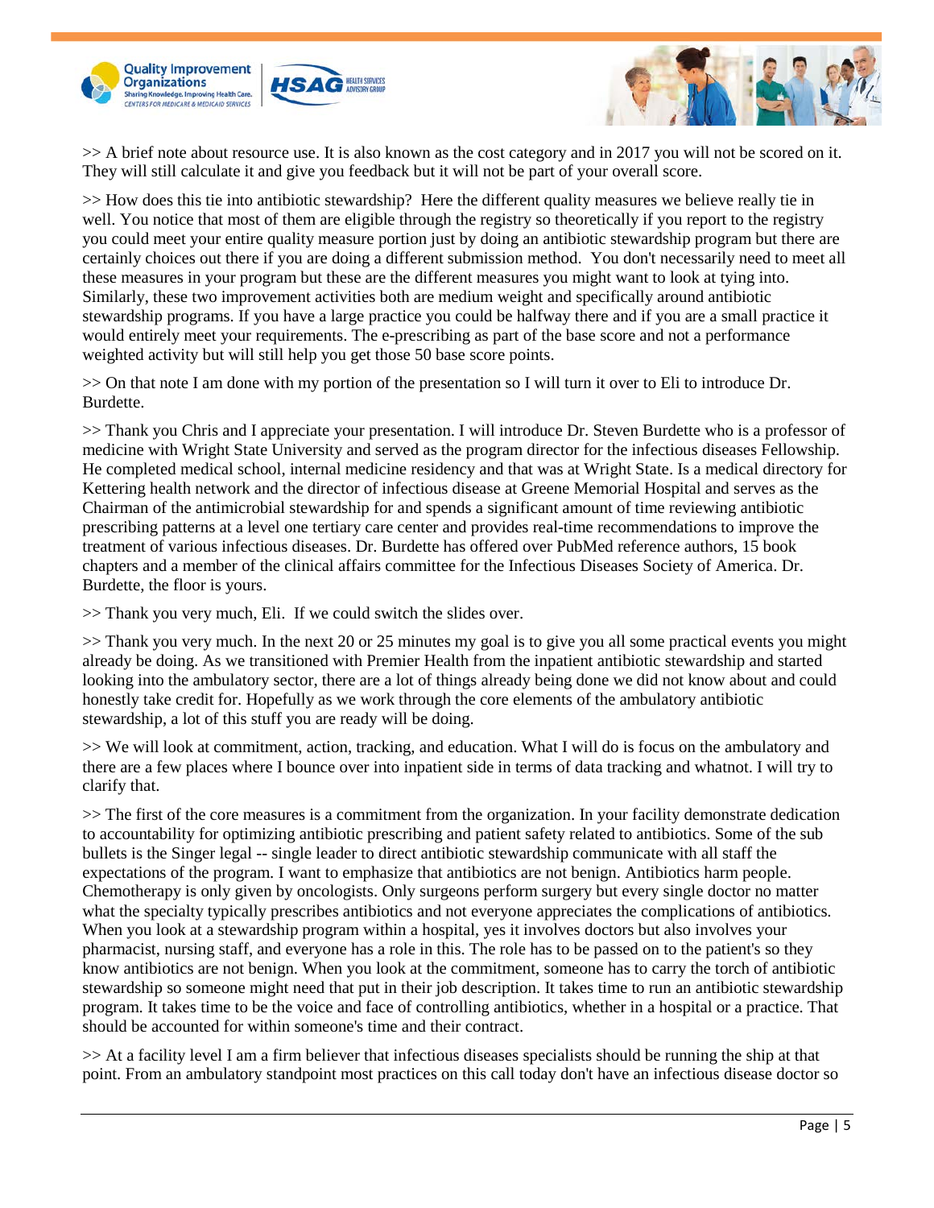>> A brief note about resource use. It is also known as the cost category and in 2017 you will not be scored on it. They will still calculate it and give you feedback but it will not be part of your overall score.

>> How does this tie into antibiotic stewardship? Here the different quality measures we believe really tie in well. You notice that most of them are eligible through the registry so theoretically if you report to the registry you could meet your entire quality measure portion just by doing an antibiotic stewardship program but there are certainly choices out there if you are doing a different submission method. You don't necessarily need to meet all these measures in your program but these are the different measures you might want to look at tying into. Similarly, these two improvement activities both are medium weight and specifically around antibiotic stewardship programs. If you have a large practice you could be halfway there and if you are a small practice it would entirely meet your requirements. The e-prescribing as part of the base score and not a performance weighted activity but will still help you get those 50 base score points.

>> On that note I am done with my portion of the presentation so I will turn it over to Eli to introduce Dr. Burdette.

>> Thank you Chris and I appreciate your presentation. I will introduce Dr. Steven Burdette who is a professor of medicine with Wright State University and served as the program director for the infectious diseases Fellowship. He completed medical school, internal medicine residency and that was at Wright State. Is a medical directory for Kettering health network and the director of infectious disease at Greene Memorial Hospital and serves as the Chairman of the antimicrobial stewardship for and spends a significant amount of time reviewing antibiotic prescribing patterns at a level one tertiary care center and provides real-time recommendations to improve the treatment of various infectious diseases. Dr. Burdette has offered over PubMed reference authors, 15 book chapters and a member of the clinical affairs committee for the Infectious Diseases Society of America. Dr. Burdette, the floor is yours.

>> Thank you very much, Eli. If we could switch the slides over.

>> Thank you very much. In the next 20 or 25 minutes my goal is to give you all some practical events you might already be doing. As we transitioned with Premier Health from the inpatient antibiotic stewardship and started looking into the ambulatory sector, there are a lot of things already being done we did not know about and could honestly take credit for. Hopefully as we work through the core elements of the ambulatory antibiotic stewardship, a lot of this stuff you are ready will be doing.

>> We will look at commitment, action, tracking, and education. What I will do is focus on the ambulatory and there are a few places where I bounce over into inpatient side in terms of data tracking and whatnot. I will try to clarify that.

>> The first of the core measures is a commitment from the organization. In your facility demonstrate dedication to accountability for optimizing antibiotic prescribing and patient safety related to antibiotics. Some of the sub bullets is the Singer legal -- single leader to direct antibiotic stewardship communicate with all staff the expectations of the program. I want to emphasize that antibiotics are not benign. Antibiotics harm people. Chemotherapy is only given by oncologists. Only surgeons perform surgery but every single doctor no matter what the specialty typically prescribes antibiotics and not everyone appreciates the complications of antibiotics. When you look at a stewardship program within a hospital, yes it involves doctors but also involves your pharmacist, nursing staff, and everyone has a role in this. The role has to be passed on to the patient's so they know antibiotics are not benign. When you look at the commitment, someone has to carry the torch of antibiotic stewardship so someone might need that put in their job description. It takes time to run an antibiotic stewardship program. It takes time to be the voice and face of controlling antibiotics, whether in a hospital or a practice. That should be accounted for within someone's time and their contract.

>> At a facility level I am a firm believer that infectious diseases specialists should be running the ship at that point. From an ambulatory standpoint most practices on this call today don't have an infectious disease doctor so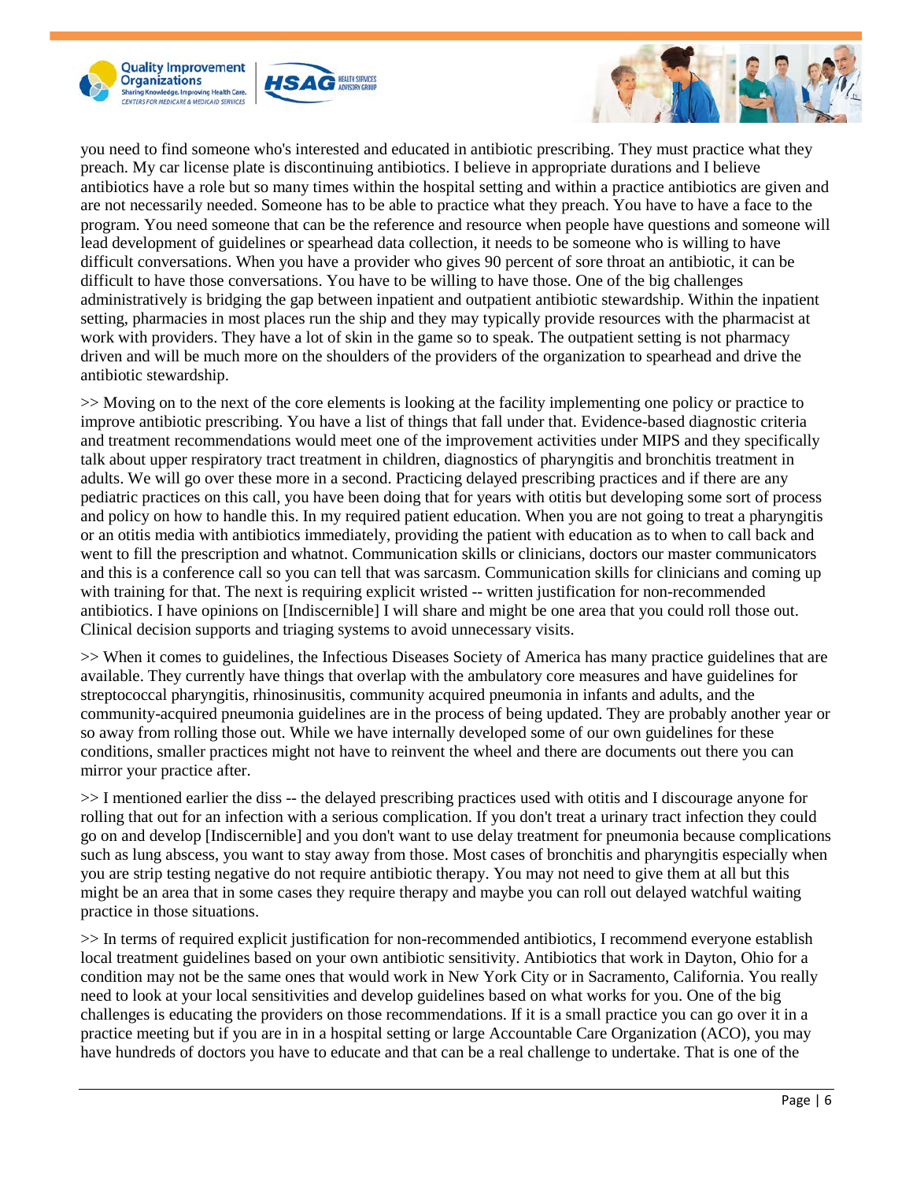you need to find someone who's interested and educated in antibiotic prescribing. They must practice what they preach. My car license plate is discontinuing antibiotics. I believe in appropriate durations and I believe antibiotics have a role but so many times within the hospital setting and within a practice antibiotics are given and are not necessarily needed. Someone has to be able to practice what they preach. You have to have a face to the program. You need someone that can be the reference and resource when people have questions and someone will lead development of guidelines or spearhead data collection, it needs to be someone who is willing to have difficult conversations. When you have a provider who gives 90 percent of sore throat an antibiotic, it can be difficult to have those conversations. You have to be willing to have those. One of the big challenges administratively is bridging the gap between inpatient and outpatient antibiotic stewardship. Within the inpatient setting, pharmacies in most places run the ship and they may typically provide resources with the pharmacist at work with providers. They have a lot of skin in the game so to speak. The outpatient setting is not pharmacy driven and will be much more on the shoulders of the providers of the organization to spearhead and drive the antibiotic stewardship.

>> Moving on to the next of the core elements is looking at the facility implementing one policy or practice to improve antibiotic prescribing. You have a list of things that fall under that. Evidence-based diagnostic criteria and treatment recommendations would meet one of the improvement activities under MIPS and they specifically talk about upper respiratory tract treatment in children, diagnostics of pharyngitis and bronchitis treatment in adults. We will go over these more in a second. Practicing delayed prescribing practices and if there are any pediatric practices on this call, you have been doing that for years with otitis but developing some sort of process and policy on how to handle this. In my required patient education. When you are not going to treat a pharyngitis or an otitis media with antibiotics immediately, providing the patient with education as to when to call back and went to fill the prescription and whatnot. Communication skills or clinicians, doctors our master communicators and this is a conference call so you can tell that was sarcasm. Communication skills for clinicians and coming up with training for that. The next is requiring explicit wristed -- written justification for non-recommended antibiotics. I have opinions on [Indiscernible] I will share and might be one area that you could roll those out. Clinical decision supports and triaging systems to avoid unnecessary visits.

>> When it comes to guidelines, the Infectious Diseases Society of America has many practice guidelines that are available. They currently have things that overlap with the ambulatory core measures and have guidelines for streptococcal pharyngitis, rhinosinusitis, community acquired pneumonia in infants and adults, and the community-acquired pneumonia guidelines are in the process of being updated. They are probably another year or so away from rolling those out. While we have internally developed some of our own guidelines for these conditions, smaller practices might not have to reinvent the wheel and there are documents out there you can mirror your practice after.

>> I mentioned earlier the diss -- the delayed prescribing practices used with otitis and I discourage anyone for rolling that out for an infection with a serious complication. If you don't treat a urinary tract infection they could go on and develop [Indiscernible] and you don't want to use delay treatment for pneumonia because complications such as lung abscess, you want to stay away from those. Most cases of bronchitis and pharyngitis especially when you are strip testing negative do not require antibiotic therapy. You may not need to give them at all but this might be an area that in some cases they require therapy and maybe you can roll out delayed watchful waiting practice in those situations.

>> In terms of required explicit justification for non-recommended antibiotics, I recommend everyone establish local treatment guidelines based on your own antibiotic sensitivity. Antibiotics that work in Dayton, Ohio for a condition may not be the same ones that would work in New York City or in Sacramento, California. You really need to look at your local sensitivities and develop guidelines based on what works for you. One of the big challenges is educating the providers on those recommendations. If it is a small practice you can go over it in a practice meeting but if you are in in a hospital setting or large Accountable Care Organization (ACO), you may have hundreds of doctors you have to educate and that can be a real challenge to undertake. That is one of the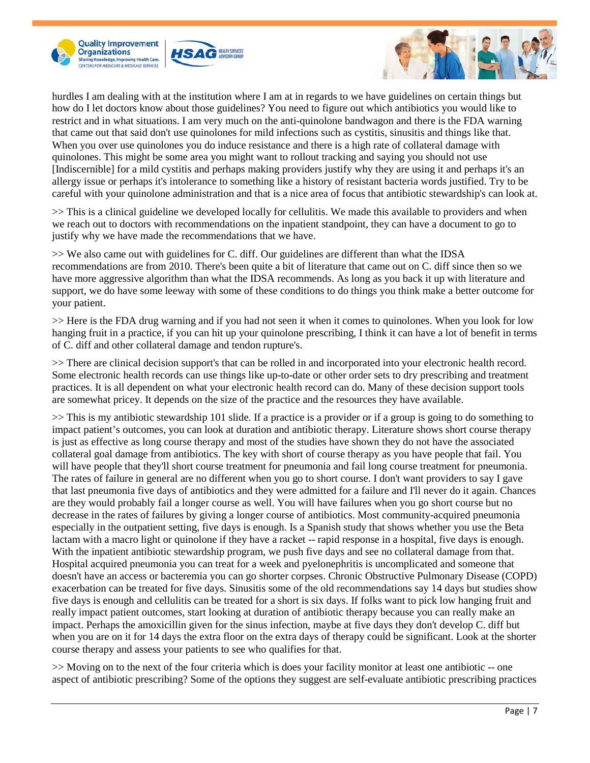hurdles I am dealing with at the institution where I am at in regards to we have guidelines on certain things but how do I let doctors know about those guidelines? You need to figure out which antibiotics you would like to restrict and in what situations. I am very much on the anti-quinolone bandwagon and there is the FDA warning that came out that said don't use quinolones for mild infections such as cystitis, sinusitis and things like that. When you over use quinolones you do induce resistance and there is a high rate of collateral damage with quinolones. This might be some area you might want to rollout tracking and saying you should not use [Indiscernible] for a mild cystitis and perhaps making providers justify why they are using it and perhaps it's an allergy issue or perhaps it's intolerance to something like a history of resistant bacteria words justified. Try to be careful with your quinolone administration and that is a nice area of focus that antibiotic stewardship's can look at.

>> This is a clinical guideline we developed locally for cellulitis. We made this available to providers and when we reach out to doctors with recommendations on the inpatient standpoint, they can have a document to go to justify why we have made the recommendations that we have.

>> We also came out with guidelines for C. diff. Our guidelines are different than what the IDSA recommendations are from 2010. There's been quite a bit of literature that came out on C. diff since then so we have more aggressive algorithm than what the IDSA recommends. As long as you back it up with literature and support, we do have some leeway with some of these conditions to do things you think make a better outcome for your patient.

>> Here is the FDA drug warning and if you had not seen it when it comes to quinolones. When you look for low hanging fruit in a practice, if you can hit up your quinolone prescribing, I think it can have a lot of benefit in terms of C. diff and other collateral damage and tendon rupture's.

>> There are clinical decision support's that can be rolled in and incorporated into your electronic health record. Some electronic health records can use things like up-to-date or other order sets to dry prescribing and treatment practices. It is all dependent on what your electronic health record can do. Many of these decision support tools are somewhat pricey. It depends on the size of the practice and the resources they have available.

>> This is my antibiotic stewardship 101 slide. If a practice is a provider or if a group is going to do something to impact patient's outcomes, you can look at duration and antibiotic therapy. Literature shows short course therapy is just as effective as long course therapy and most of the studies have shown they do not have the associated collateral goal damage from antibiotics. The key with short of course therapy as you have people that fail. You will have people that they'll short course treatment for pneumonia and fail long course treatment for pneumonia. The rates of failure in general are no different when you go to short course. I don't want providers to say I gave that last pneumonia five days of antibiotics and they were admitted for a failure and I'll never do it again. Chances are they would probably fail a longer course as well. You will have failures when you go short course but no decrease in the rates of failures by giving a longer course of antibiotics. Most community-acquired pneumonia especially in the outpatient setting, five days is enough. Is a Spanish study that shows whether you use the Beta lactam with a macro light or quinolone if they have a racket -- rapid response in a hospital, five days is enough. With the inpatient antibiotic stewardship program, we push five days and see no collateral damage from that. Hospital acquired pneumonia you can treat for a week and pyelonephritis is uncomplicated and someone that doesn't have an access or bacteremia you can go shorter corpses. Chronic Obstructive Pulmonary Disease (COPD) exacerbation can be treated for five days. Sinusitis some of the old recommendations say 14 days but studies show five days is enough and cellulitis can be treated for a short is six days. If folks want to pick low hanging fruit and really impact patient outcomes, start looking at duration of antibiotic therapy because you can really make an impact. Perhaps the amoxicillin given for the sinus infection, maybe at five days they don't develop C. diff but when you are on it for 14 days the extra floor on the extra days of therapy could be significant. Look at the shorter course therapy and assess your patients to see who qualifies for that.

>> Moving on to the next of the four criteria which is does your facility monitor at least one antibiotic -- one aspect of antibiotic prescribing? Some of the options they suggest are self-evaluate antibiotic prescribing practices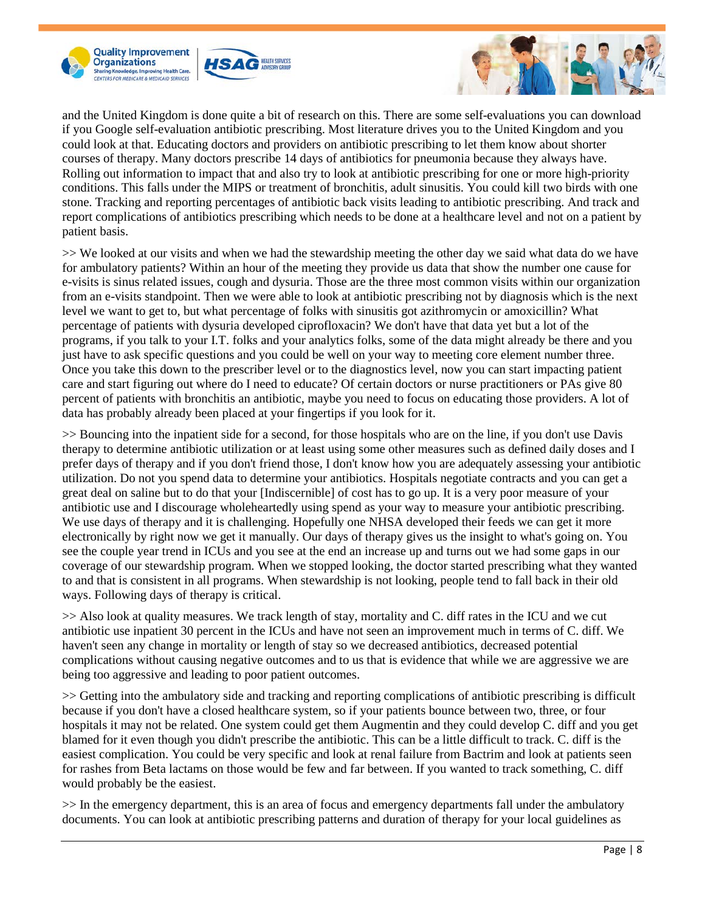and the United Kingdom is done quite a bit of research on this. There are some self-evaluations you can download if you Google self-evaluation antibiotic prescribing. Most literature drives you to the United Kingdom and you could look at that. Educating doctors and providers on antibiotic prescribing to let them know about shorter courses of therapy. Many doctors prescribe 14 days of antibiotics for pneumonia because they always have. Rolling out information to impact that and also try to look at antibiotic prescribing for one or more high-priority conditions. This falls under the MIPS or treatment of bronchitis, adult sinusitis. You could kill two birds with one stone. Tracking and reporting percentages of antibiotic back visits leading to antibiotic prescribing. And track and report complications of antibiotics prescribing which needs to be done at a healthcare level and not on a patient by patient basis.

>> We looked at our visits and when we had the stewardship meeting the other day we said what data do we have for ambulatory patients? Within an hour of the meeting they provide us data that show the number one cause for e-visits is sinus related issues, cough and dysuria. Those are the three most common visits within our organization from an e-visits standpoint. Then we were able to look at antibiotic prescribing not by diagnosis which is the next level we want to get to, but what percentage of folks with sinusitis got azithromycin or amoxicillin? What percentage of patients with dysuria developed ciprofloxacin? We don't have that data yet but a lot of the programs, if you talk to your I.T. folks and your analytics folks, some of the data might already be there and you just have to ask specific questions and you could be well on your way to meeting core element number three. Once you take this down to the prescriber level or to the diagnostics level, now you can start impacting patient care and start figuring out where do I need to educate? Of certain doctors or nurse practitioners or PAs give 80 percent of patients with bronchitis an antibiotic, maybe you need to focus on educating those providers. A lot of data has probably already been placed at your fingertips if you look for it.

>> Bouncing into the inpatient side for a second, for those hospitals who are on the line, if you don't use Davis therapy to determine antibiotic utilization or at least using some other measures such as defined daily doses and I prefer days of therapy and if you don't friend those, I don't know how you are adequately assessing your antibiotic utilization. Do not you spend data to determine your antibiotics. Hospitals negotiate contracts and you can get a great deal on saline but to do that your [Indiscernible] of cost has to go up. It is a very poor measure of your antibiotic use and I discourage wholeheartedly using spend as your way to measure your antibiotic prescribing. We use days of therapy and it is challenging. Hopefully one NHSA developed their feeds we can get it more electronically by right now we get it manually. Our days of therapy gives us the insight to what's going on. You see the couple year trend in ICUs and you see at the end an increase up and turns out we had some gaps in our coverage of our stewardship program. When we stopped looking, the doctor started prescribing what they wanted to and that is consistent in all programs. When stewardship is not looking, people tend to fall back in their old ways. Following days of therapy is critical.

>> Also look at quality measures. We track length of stay, mortality and C. diff rates in the ICU and we cut antibiotic use inpatient 30 percent in the ICUs and have not seen an improvement much in terms of C. diff. We haven't seen any change in mortality or length of stay so we decreased antibiotics, decreased potential complications without causing negative outcomes and to us that is evidence that while we are aggressive we are being too aggressive and leading to poor patient outcomes.

>> Getting into the ambulatory side and tracking and reporting complications of antibiotic prescribing is difficult because if you don't have a closed healthcare system, so if your patients bounce between two, three, or four hospitals it may not be related. One system could get them Augmentin and they could develop C. diff and you get blamed for it even though you didn't prescribe the antibiotic. This can be a little difficult to track. C. diff is the easiest complication. You could be very specific and look at renal failure from Bactrim and look at patients seen for rashes from Beta lactams on those would be few and far between. If you wanted to track something, C. diff would probably be the easiest.

>> In the emergency department, this is an area of focus and emergency departments fall under the ambulatory documents. You can look at antibiotic prescribing patterns and duration of therapy for your local guidelines as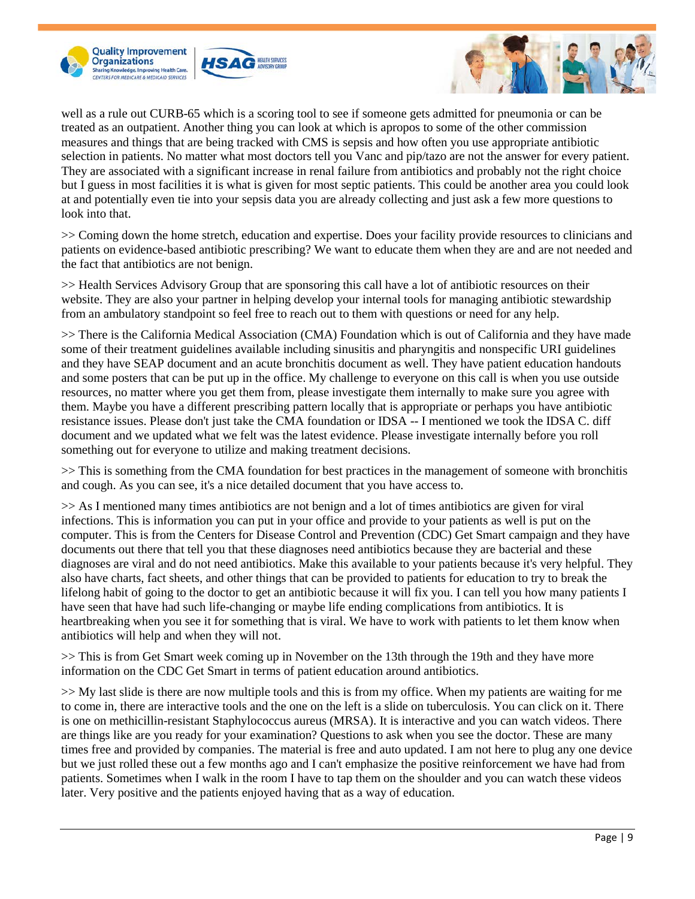well as a rule out CURB-65 which is a scoring tool to see if someone gets admitted for pneumonia or can be treated as an outpatient. Another thing you can look at which is apropos to some of the other commission measures and things that are being tracked with CMS is sepsis and how often you use appropriate antibiotic selection in patients. No matter what most doctors tell you Vanc and pip/tazo are not the answer for every patient. They are associated with a significant increase in renal failure from antibiotics and probably not the right choice but I guess in most facilities it is what is given for most septic patients. This could be another area you could look at and potentially even tie into your sepsis data you are already collecting and just ask a few more questions to look into that.

>> Coming down the home stretch, education and expertise. Does your facility provide resources to clinicians and patients on evidence-based antibiotic prescribing? We want to educate them when they are and are not needed and the fact that antibiotics are not benign.

>> Health Services Advisory Group that are sponsoring this call have a lot of antibiotic resources on their website. They are also your partner in helping develop your internal tools for managing antibiotic stewardship from an ambulatory standpoint so feel free to reach out to them with questions or need for any help.

>> There is the California Medical Association (CMA) Foundation which is out of California and they have made some of their treatment guidelines available including sinusitis and pharyngitis and nonspecific URI guidelines and they have SEAP document and an acute bronchitis document as well. They have patient education handouts and some posters that can be put up in the office. My challenge to everyone on this call is when you use outside resources, no matter where you get them from, please investigate them internally to make sure you agree with them. Maybe you have a different prescribing pattern locally that is appropriate or perhaps you have antibiotic resistance issues. Please don't just take the CMA foundation or IDSA -- I mentioned we took the IDSA C. diff document and we updated what we felt was the latest evidence. Please investigate internally before you roll something out for everyone to utilize and making treatment decisions.

>> This is something from the CMA foundation for best practices in the management of someone with bronchitis and cough. As you can see, it's a nice detailed document that you have access to.

>> As I mentioned many times antibiotics are not benign and a lot of times antibiotics are given for viral infections. This is information you can put in your office and provide to your patients as well is put on the computer. This is from the Centers for Disease Control and Prevention (CDC) Get Smart campaign and they have documents out there that tell you that these diagnoses need antibiotics because they are bacterial and these diagnoses are viral and do not need antibiotics. Make this available to your patients because it's very helpful. They also have charts, fact sheets, and other things that can be provided to patients for education to try to break the lifelong habit of going to the doctor to get an antibiotic because it will fix you. I can tell you how many patients I have seen that have had such life-changing or maybe life ending complications from antibiotics. It is heartbreaking when you see it for something that is viral. We have to work with patients to let them know when antibiotics will help and when they will not.

>> This is from Get Smart week coming up in November on the 13th through the 19th and they have more information on the CDC Get Smart in terms of patient education around antibiotics.

>> My last slide is there are now multiple tools and this is from my office. When my patients are waiting for me to come in, there are interactive tools and the one on the left is a slide on tuberculosis. You can click on it. There is one on methicillin-resistant Staphylococcus aureus (MRSA). It is interactive and you can watch videos. There are things like are you ready for your examination? Questions to ask when you see the doctor. These are many times free and provided by companies. The material is free and auto updated. I am not here to plug any one device but we just rolled these out a few months ago and I can't emphasize the positive reinforcement we have had from patients. Sometimes when I walk in the room I have to tap them on the shoulder and you can watch these videos later. Very positive and the patients enjoyed having that as a way of education.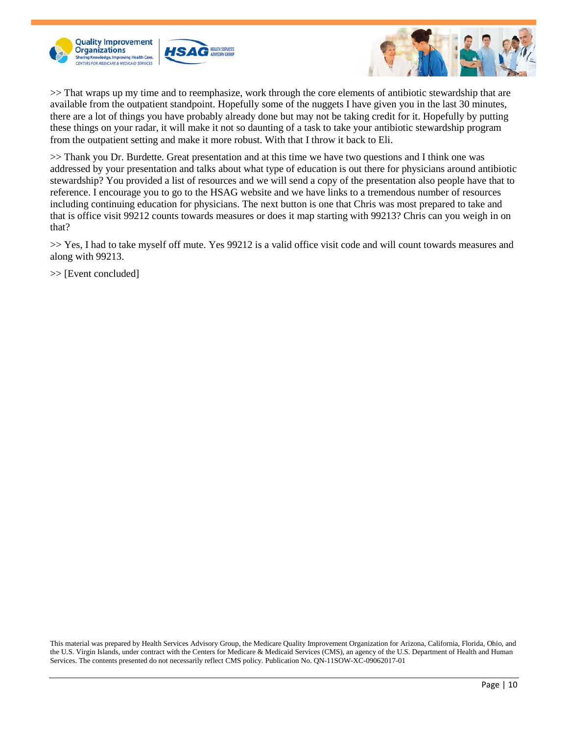>> That wraps up my time and to reemphasize, work through the core elements of antibiotic stewardship that are available from the outpatient standpoint. Hopefully some of the nuggets I have given you in the last 30 minutes, there are a lot of things you have probably already done but may not be taking credit for it. Hopefully by putting these things on your radar, it will make it not so daunting of a task to take your antibiotic stewardship program from the outpatient setting and make it more robust. With that I throw it back to Eli.

>> Thank you Dr. Burdette. Great presentation and at this time we have two questions and I think one was addressed by your presentation and talks about what type of education is out there for physicians around antibiotic stewardship? You provided a list of resources and we will send a copy of the presentation also people have that to reference. I encourage you to go to the HSAG website and we have links to a tremendous number of resources including continuing education for physicians. The next button is one that Chris was most prepared to take and that is office visit 99212 counts towards measures or does it map starting with 99213? Chris can you weigh in on that?

>> Yes, I had to take myself off mute. Yes 99212 is a valid office visit code and will count towards measures and along with 99213.

>> [Event concluded]

This material was prepared by Health Services Advisory Group, the Medicare Quality Improvement Organization for Arizona, California, Florida, Ohio, and the U.S. Virgin Islands, under contract with the Centers for Medicare & Medicaid Services (CMS), an agency of the U.S. Department of Health and Human Services. The contents presented do not necessarily reflect CMS policy. Publication No. QN-11SOW-XC-09062017-01